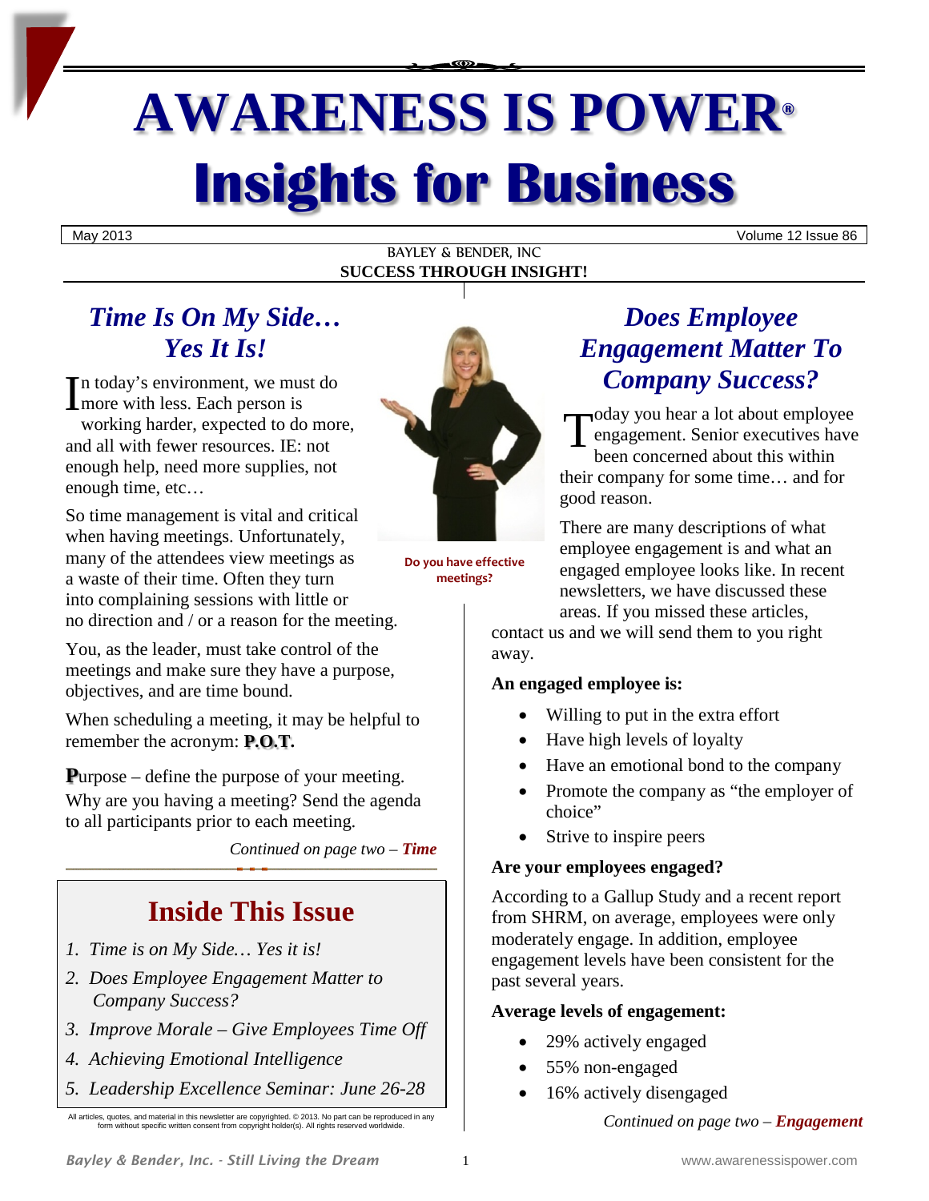# AWARENESS IS POWER®

# Insights for Business

May 2013 | Volume 12 Issue 86

BAYLEY & BENDER, INC

**SUCCESS THROUGH INSIGHT!**

## *Time Is On My Side… Yes It Is!*

In today's environment, we must do more with less. Each person is working harder, expected to do more, and all with fewer resources. IE: not enough help, need more supplies, not enough time, etc…

So time management is vital and critical when having meetings. Unfortunately, many of the attendees view meetings as a waste of their time. Often they turn into complaining sessions with little or no direction and / or a reason for the meeting.

You, as the leader, must take control of the meetings and make sure they have a purpose, objectives, and are time bound.

When scheduling a meeting, it may be helpful to remember the acronym: **P.O.T.**

**P**urpose – define the purpose of your meeting. Why are you having a meeting? Send the agenda to all participants prior to each meeting.

*Continued on page two – **Time***

**Do you have effective meetings?**

## Inside This Issue

1. *Time is on My Side… Yes it is!*
2. *Does Employee Engagement Matter to Company Success?*
3. *Improve Morale – Give Employees Time Off*
4. *Achieving Emotional Intelligence*
5. *Leadership Excellence Seminar: June 26-28*

All articles, quotes, and material in this newsletter are copyrighted. © 2013. No part can be reproduced in any form without specific written consent from copyright holder(s). All rights reserved worldwide.

## *Does Employee Engagement Matter To Company Success?*

Today you hear a lot about employee engagement. Senior executives have been concerned about this within their company for some time… and for good reason.

There are many descriptions of what employee engagement is and what an engaged employee looks like. In recent newsletters, we have discussed these areas. If you missed these articles, contact us and we will send them to you right away.

**An engaged employee is:**

- Willing to put in the extra effort
- Have high levels of loyalty
- Have an emotional bond to the company
- Promote the company as "the employer of choice"
- Strive to inspire peers

**Are your employees engaged?**

According to a Gallup Study and a recent report from SHRM, on average, employees were only moderately engage. In addition, employee engagement levels have been consistent for the past several years.

**Average levels of engagement:**

- 29% actively engaged
- 55% non-engaged
- 16% actively disengaged

*Continued on page two – **Engagement***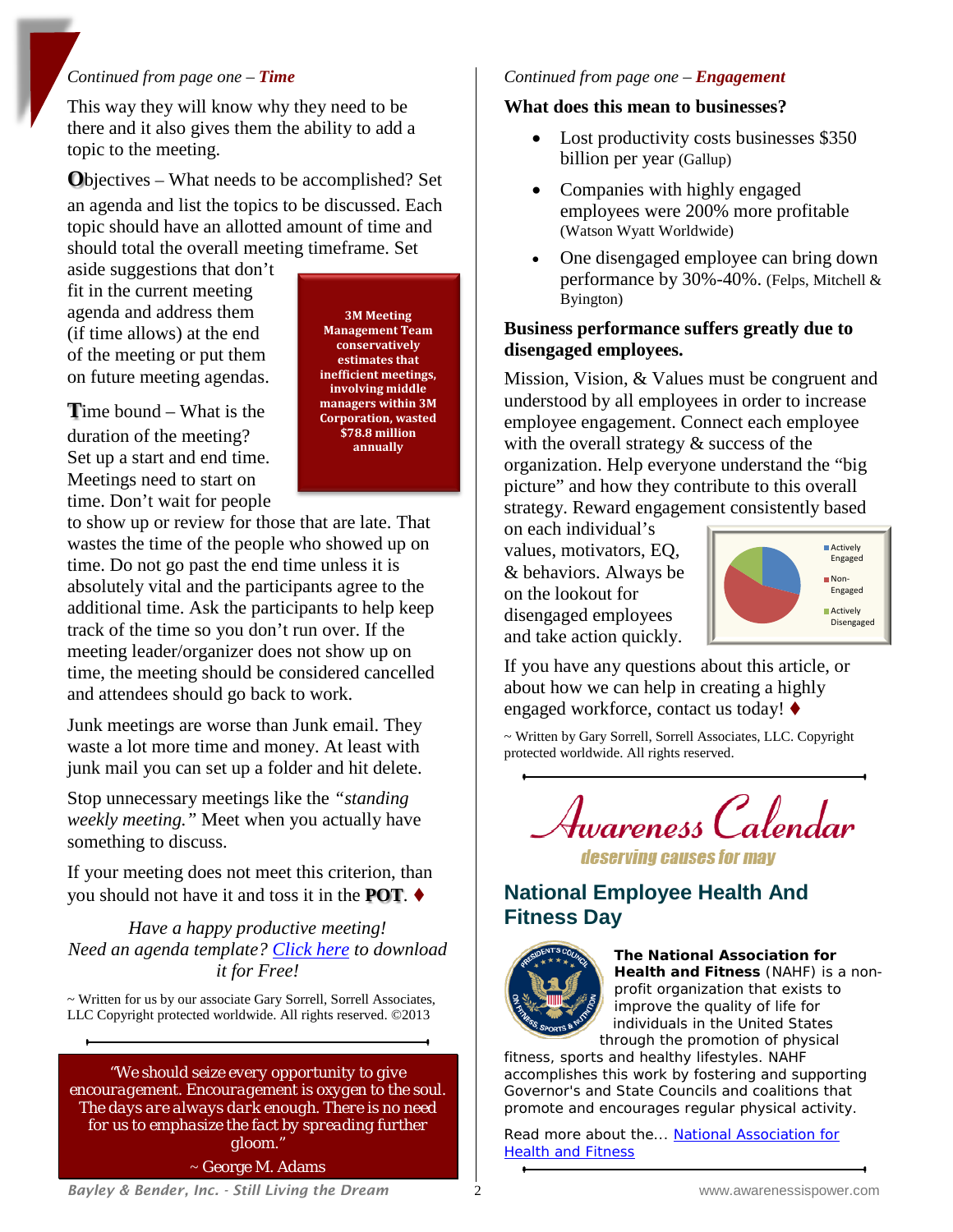*Continued from page one – **Time***

This way they will know why they need to be there and it also gives them the ability to add a topic to the meeting.

**O**bjectives – What needs to be accomplished? Set an agenda and list the topics to be discussed. Each topic should have an allotted amount of time and should total the overall meeting timeframe. Set aside suggestions that don't fit in the current meeting agenda and address them (if time allows) at the end of the meeting or put them on future meeting agendas.

**3M Meeting Management Team conservatively estimates that inefficient meetings, involving middle managers within 3M Corporation, wasted $78.8 million annually**

**T**ime bound – What is the duration of the meeting? Set up a start and end time. Meetings need to start on time. Don't wait for people to show up or review for those that are late. That wastes the time of the people who showed up on time. Do not go past the end time unless it is absolutely vital and the participants agree to the additional time. Ask the participants to help keep track of the time so you don't run over. If the meeting leader/organizer does not show up on time, the meeting should be considered cancelled and attendees should go back to work.

Junk meetings are worse than Junk email. They waste a lot more time and money. At least with junk mail you can set up a folder and hit delete.

Stop unnecessary meetings like the *"standing weekly meeting."* Meet when you actually have something to discuss.

If your meeting does not meet this criterion, than you should not have it and toss it in the **POT**. ♦

*Have a happy productive meeting!*
*Need an agenda template? Click here to download it for Free!*

~ Written for us by our associate Gary Sorrell, Sorrell Associates, LLC Copyright protected worldwide. All rights reserved. ©2013

*"We should seize every opportunity to give encouragement. Encouragement is oxygen to the soul. The days are always dark enough. There is no need for us to emphasize the fact by spreading further gloom."*

~ George M. Adams

*Continued from page one – **Engagement***

**What does this mean to businesses?**

- Lost productivity costs businesses $350 billion per year (Gallup)
- Companies with highly engaged employees were 200% more profitable (Watson Wyatt Worldwide)
- One disengaged employee can bring down performance by 30%-40%. (Felps, Mitchell & Byington)

**Business performance suffers greatly due to disengaged employees.**

Mission, Vision, & Values must be congruent and understood by all employees in order to increase employee engagement. Connect each employee with the overall strategy & success of the organization. Help everyone understand the "big picture" and how they contribute to this overall strategy. Reward engagement consistently based on each individual's values, motivators, EQ, & behaviors. Always be on the lookout for disengaged employees and take action quickly.

Actively Engaged | Non-Engaged | Actively Disengaged

If you have any questions about this article, or about how we can help in creating a highly engaged workforce, contact us today! ♦

~ Written by Gary Sorrell, Sorrell Associates, LLC. Copyright protected worldwide. All rights reserved.

# Awareness Calendar

*deserving causes for may*

## National Employee Health And Fitness Day

**The National Association for Health and Fitness** (NAHF) is a non-profit organization that exists to improve the quality of life for individuals in the United States through the promotion of physical fitness, sports and healthy lifestyles. NAHF accomplishes this work by fostering and supporting Governor's and State Councils and coalitions that promote and encourage regular physical activity.

Read more about the… National Association for Health and Fitness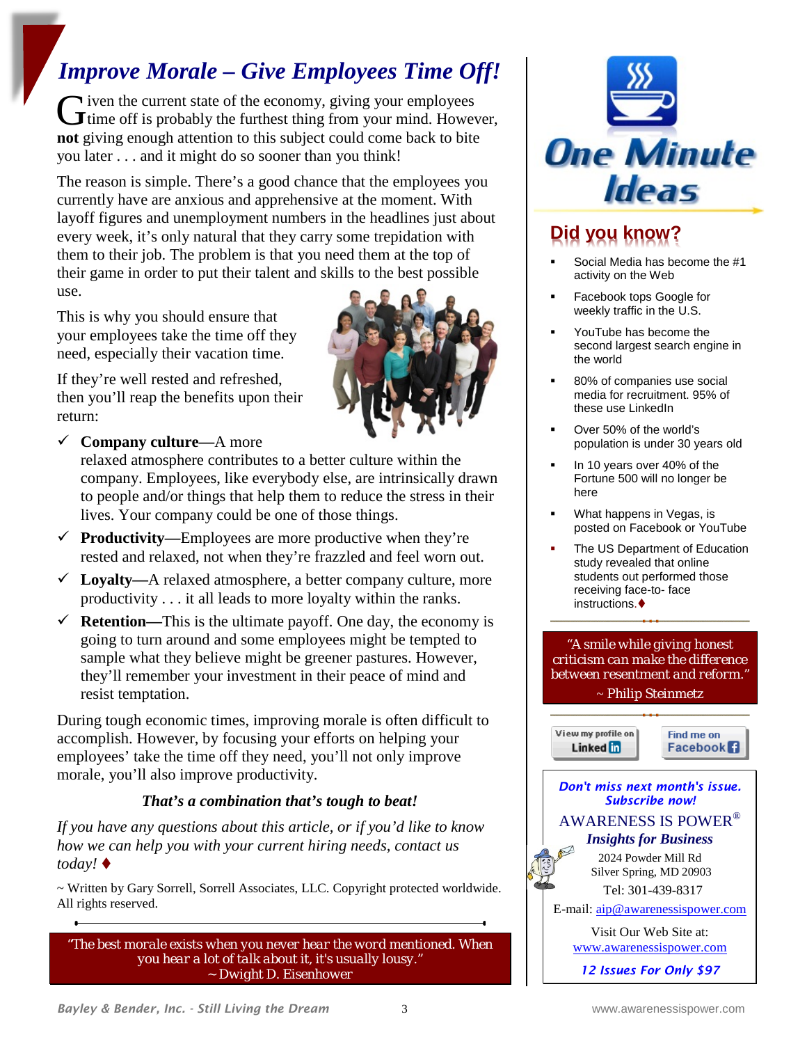# *Improve Morale – Give Employees Time Off!*

Given the current state of the economy, giving your employees time off is probably the furthest thing from your mind. However, **not** giving enough attention to this subject could come back to bite you later . . . and it might do so sooner than you think!

The reason is simple. There's a good chance that the employees you currently have are anxious and apprehensive at the moment. With layoff figures and unemployment numbers in the headlines just about every week, it's only natural that they carry some trepidation with them to their job. The problem is that you need them at the top of their game in order to put their talent and skills to the best possible use.

This is why you should ensure that your employees take the time off they need, especially their vacation time.

If they're well rested and refreshed, then you'll reap the benefits upon their return:

- ✓ **Company culture—**A more relaxed atmosphere contributes to a better culture within the company. Employees, like everybody else, are intrinsically drawn to people and/or things that help them to reduce the stress in their lives. Your company could be one of those things.
- ✓ **Productivity—**Employees are more productive when they're rested and relaxed, not when they're frazzled and feel worn out.
- ✓ **Loyalty—**A relaxed atmosphere, a better company culture, more productivity . . . it all leads to more loyalty within the ranks.
- ✓ **Retention—**This is the ultimate payoff. One day, the economy is going to turn around and some employees might be tempted to sample what they believe might be greener pastures. However, they'll remember your investment in their peace of mind and resist temptation.

During tough economic times, improving morale is often difficult to accomplish. However, by focusing your efforts on helping your employees' take the time off they need, you'll not only improve morale, you'll also improve productivity.

***That's a combination that's tough to beat!***

*If you have any questions about this article, or if you'd like to know how we can help you with your current hiring needs, contact us today!* ♦

~ Written by Gary Sorrell, Sorrell Associates, LLC. Copyright protected worldwide. All rights reserved.

> "The best morale exists when you never hear the word mentioned. When you hear a lot of talk about it, it's usually lousy."
> ~ Dwight D. Eisenhower

## One Minute Ideas

## Did you know?

- Social Media has become the #1 activity on the Web
- Facebook tops Google for weekly traffic in the U.S.
- YouTube has become the second largest search engine in the world
- 80% of companies use social media for recruitment. 95% of these use LinkedIn
- Over 50% of the world's population is under 30 years old
- In 10 years over 40% of the Fortune 500 will no longer be here
- What happens in Vegas, is posted on Facebook or YouTube
- The US Department of Education study revealed that online students out performed those receiving face-to- face instructions.♦

> "A smile while giving honest criticism can make the difference between resentment and reform."
> ~ Philip Steinmetz

View my profile on LinkedIn | Find me on Facebook

***Don't miss next month's issue. Subscribe now!***

AWARENESS IS POWER®
***Insights for Business***

2024 Powder Mill Rd
Silver Spring, MD 20903
Tel: 301-439-8317
E-mail: aip@awarenessispower.com

Visit Our Web Site at:
www.awarenessispower.com

***12 Issues For Only $97***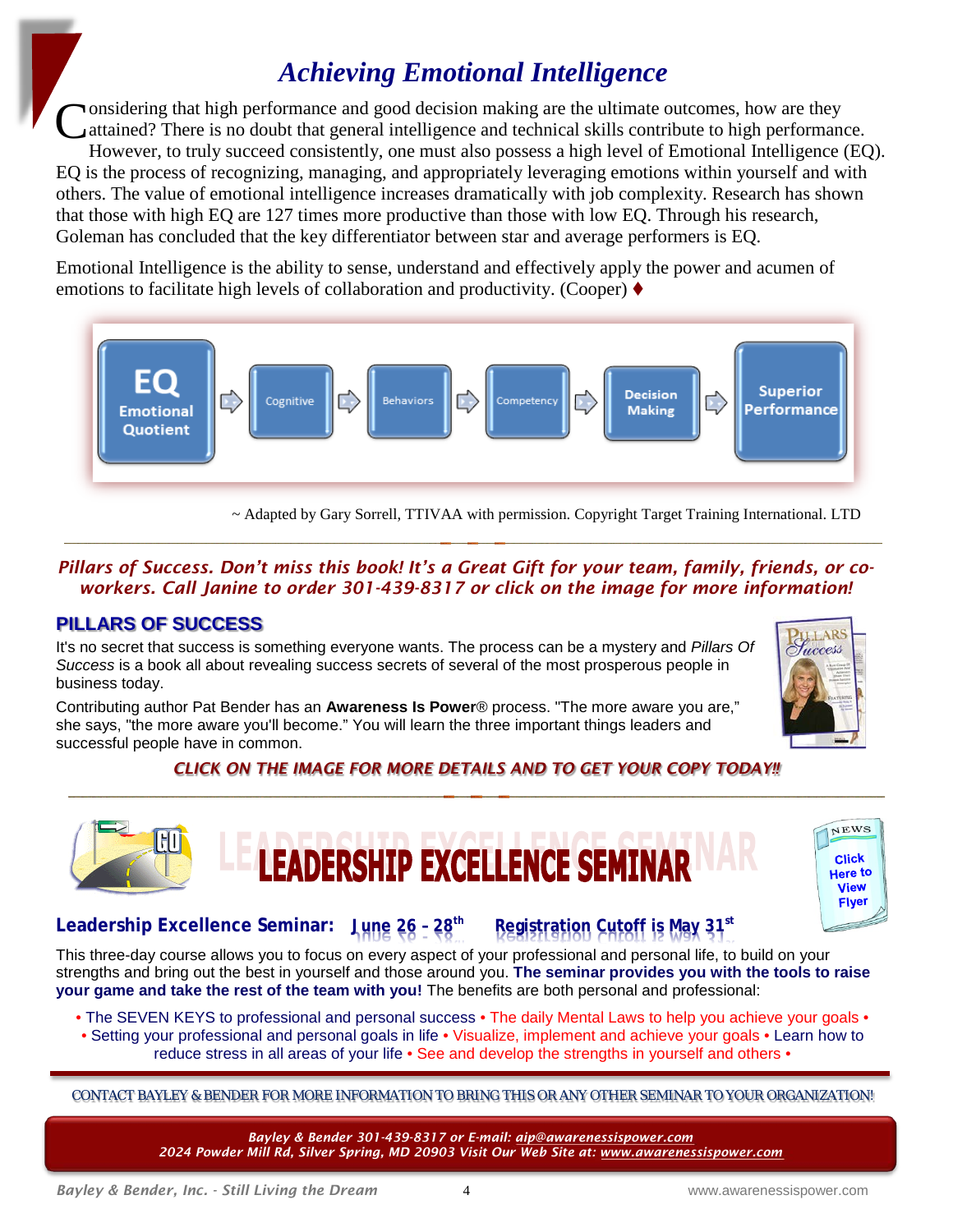# Achieving Emotional Intelligence

Considering that high performance and good decision making are the ultimate outcomes, how are they attained? There is no doubt that general intelligence and technical skills contribute to high performance. However, to truly succeed consistently, one must also possess a high level of Emotional Intelligence (EQ). EQ is the process of recognizing, managing, and appropriately leveraging emotions within yourself and with others. The value of emotional intelligence increases dramatically with job complexity. Research has shown that those with high EQ are 127 times more productive than those with low EQ. Through his research, Goleman has concluded that the key differentiator between star and average performers is EQ.

Emotional Intelligence is the ability to sense, understand and effectively apply the power and acumen of emotions to facilitate high levels of collaboration and productivity. (Cooper) ♦

EQ Emotional Quotient

Cognitive

Behaviors

Competency

Decision Making

Superior Performance

~ Adapted by Gary Sorrell, TTIVAA with permission. Copyright Target Training International. LTD

---

*Pillars of Success. Don't miss this book! It's a Great Gift for your team, family, friends, or co-workers. Call Janine to order 301-439-8317 or click on the image for more information!*

## PILLARS OF SUCCESS

It's no secret that success is something everyone wants. The process can be a mystery and *Pillars Of Success* is a book all about revealing success secrets of several of the most prosperous people in business today.

Contributing author Pat Bender has an **Awareness Is Power®** process. "The more aware you are," she says, "the more aware you'll become." You will learn the three important things leaders and successful people have in common.

*CLICK ON THE IMAGE FOR MORE DETAILS AND TO GET YOUR COPY TODAY!!*

---

# LEADERSHIP EXCELLENCE SEMINAR

Click Here to View Flyer

**Leadership Excellence Seminar: June 26 - 28th Registration Cutoff is May 31st**

This three-day course allows you to focus on every aspect of your professional and personal life, to build on your strengths and bring out the best in yourself and those around you. **The seminar provides you with the tools to raise your game and take the rest of the team with you!** The benefits are both personal and professional:

• The SEVEN KEYS to professional and personal success • The daily Mental Laws to help you achieve your goals • • Setting your professional and personal goals in life • Visualize, implement and achieve your goals • Learn how to reduce stress in all areas of your life • See and develop the strengths in yourself and others •

CONTACT BAYLEY & BENDER FOR MORE INFORMATION TO BRING THIS OR ANY OTHER SEMINAR TO YOUR ORGANIZATION!

*Bayley & Bender 301-439-8317 or E-mail: aip@awarenessispower.com*
*2024 Powder Mill Rd, Silver Spring, MD 20903 Visit Our Web Site at: www.awarenessispower.com*